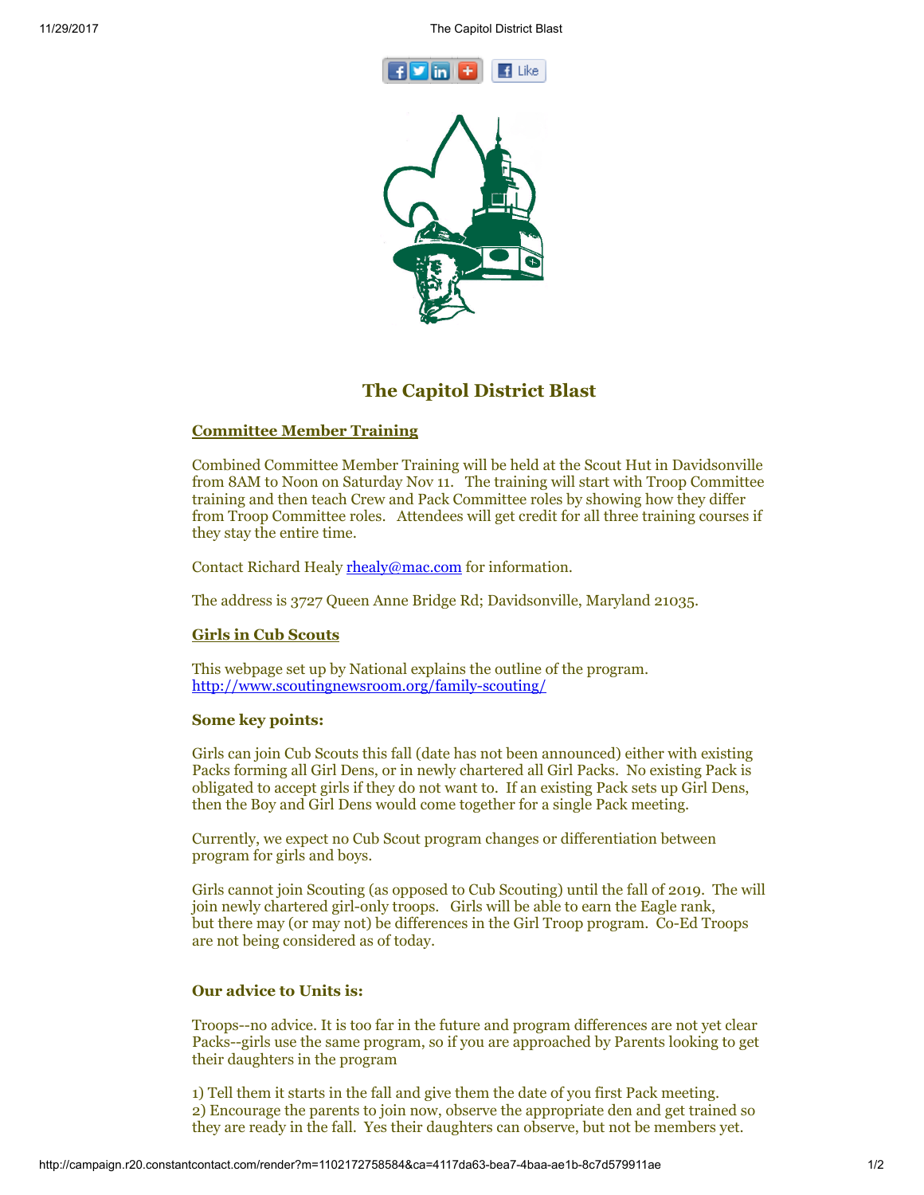# The Capitol District Blast

## Committee Member Training

Combined Committee Member Training will be held at the Scout Hut in Davidsonville from 8AM to Noon on Saturday Nov 11. The training will start with Troop Committee training and then teach Crew and Pack Committee roles by showing how they differ from Troop Committee roles. Attendees will get credit for all three training courses if they stay the entire time.

Contact Richard Healy rhealy@mac.com for information.

The address is 3727 Queen Anne Bridge Rd; Davidsonville, Maryland 21035.

## Girls in Cub Scouts

This webpage set up by National explains the outline of the program.
http://www.scoutingnewsroom.org/family-scouting/

### Some key points:

Girls can join Cub Scouts this fall (date has not been announced) either with existing Packs forming all Girl Dens, or in newly chartered all Girl Packs. No existing Pack is obligated to accept girls if they do not want to. If an existing Pack sets up Girl Dens, then the Boy and Girl Dens would come together for a single Pack meeting.

Currently, we expect no Cub Scout program changes or differentiation between program for girls and boys.

Girls cannot join Scouting (as opposed to Cub Scouting) until the fall of 2019. The will join newly chartered girl-only troops. Girls will be able to earn the Eagle rank, but there may (or may not) be differences in the Girl Troop program. Co-Ed Troops are not being considered as of today.

### Our advice to Units is:

Troops--no advice. It is too far in the future and program differences are not yet clear
Packs--girls use the same program, so if you are approached by Parents looking to get their daughters in the program

1) Tell them it starts in the fall and give them the date of you first Pack meeting.
2) Encourage the parents to join now, observe the appropriate den and get trained so they are ready in the fall. Yes their daughters can observe, but not be members yet.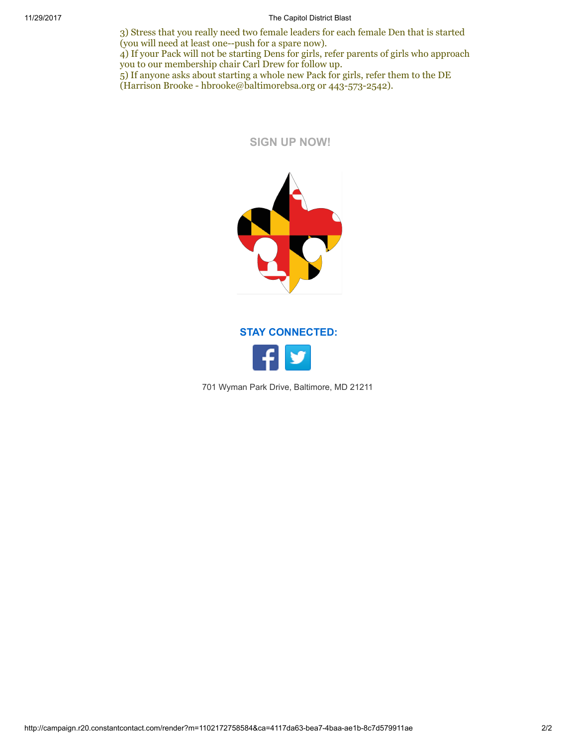3) Stress that you really need two female leaders for each female Den that is started (you will need at least one--push for a spare now).
4) If your Pack will not be starting Dens for girls, refer parents of girls who approach you to our membership chair Carl Drew for follow up.
5) If anyone asks about starting a whole new Pack for girls, refer them to the DE (Harrison Brooke - hbrooke@baltimorebsa.org or 443-573-2542).

**SIGN UP NOW!**

**STAY CONNECTED:**

701 Wyman Park Drive, Baltimore, MD 21211